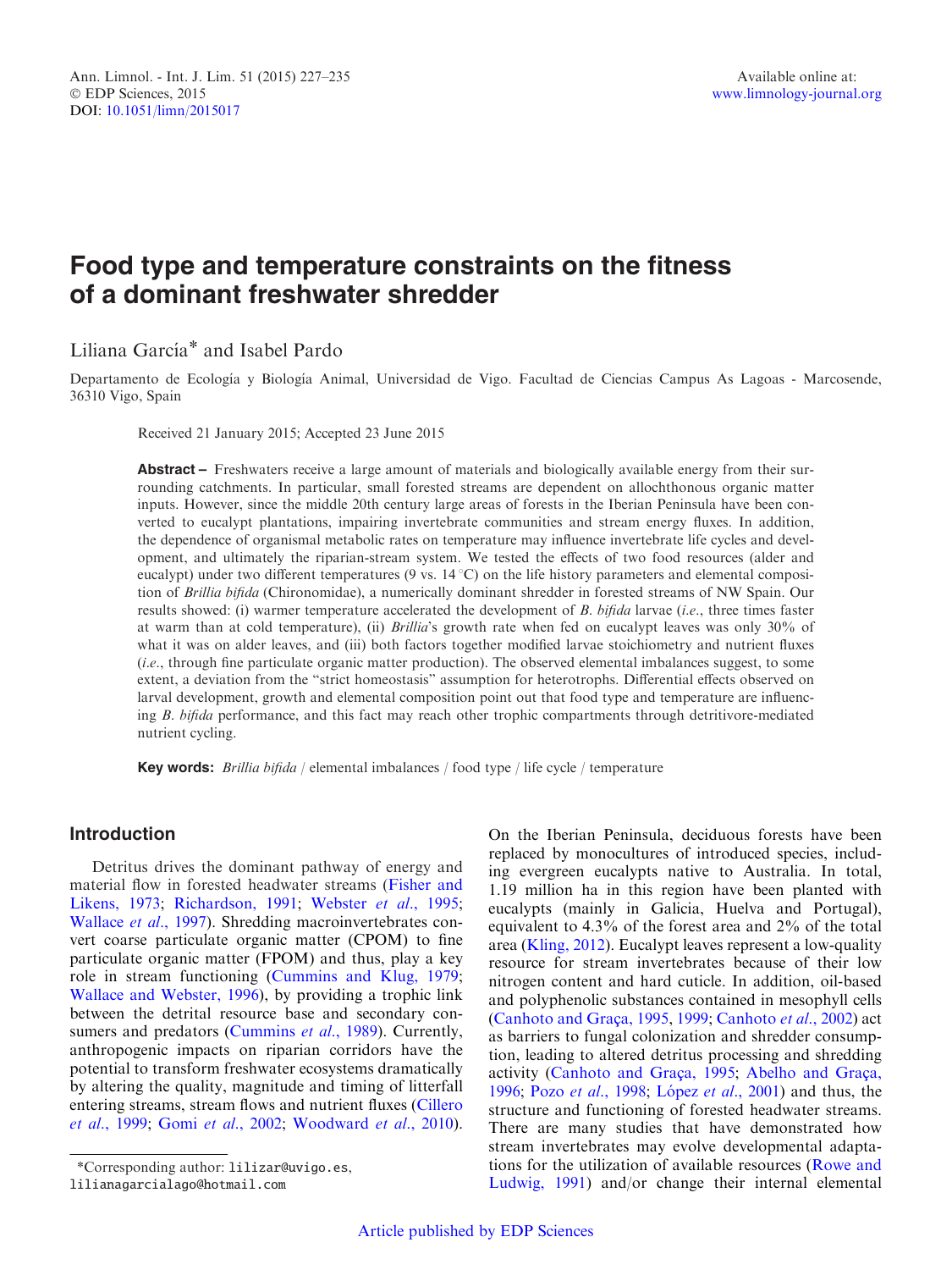# Food type and temperature constraints on the fitness of a dominant freshwater shredder

Liliana García* and Isabel Pardo

Departamento de Ecología y Biología Animal, Universidad de Vigo. Facultad de Ciencias Campus As Lagoas - Marcosende, 36310 Vigo, Spain

Received 21 January 2015; Accepted 23 June 2015

**Abstract –** Freshwaters receive a large amount of materials and biologically available energy from their surrounding catchments. In particular, small forested streams are dependent on allochthonous organic matter inputs. However, since the middle 20th century large areas of forests in the Iberian Peninsula have been converted to eucalypt plantations, impairing invertebrate communities and stream energy fluxes. In addition, the dependence of organismal metabolic rates on temperature may influence invertebrate life cycles and development, and ultimately the riparian-stream system. We tested the effects of two food resources (alder and eucalypt) under two different temperatures (9 vs. 14 °C) on the life history parameters and elemental composition of *Brillia bifida* (Chironomidae), a numerically dominant shredder in forested streams of NW Spain. Our results showed: (i) warmer temperature accelerated the development of *B. bifida* larvae (*i.e.*, three times faster at warm than at cold temperature), (ii) *Brillia*'s growth rate when fed on eucalypt leaves was only 30% of what it was on alder leaves, and (iii) both factors together modified larvae stoichiometry and nutrient fluxes (*i.e.*, through fine particulate organic matter production). The observed elemental imbalances suggest, to some extent, a deviation from the "strict homeostasis" assumption for heterotrophs. Differential effects observed on larval development, growth and elemental composition point out that food type and temperature are influencing *B. bifida* performance, and this fact may reach other trophic compartments through detritivore-mediated nutrient cycling.

**Key words:** *Brillia bifida* / elemental imbalances / food type / life cycle / temperature

## Introduction

Detritus drives the dominant pathway of energy and material flow in forested headwater streams (Fisher and Likens, 1973; Richardson, 1991; Webster *et al.*, 1995; Wallace *et al.*, 1997). Shredding macroinvertebrates convert coarse particulate organic matter (CPOM) to fine particulate organic matter (FPOM) and thus, play a key role in stream functioning (Cummins and Klug, 1979; Wallace and Webster, 1996), by providing a trophic link between the detrital resource base and secondary consumers and predators (Cummins *et al.*, 1989). Currently, anthropogenic impacts on riparian corridors have the potential to transform freshwater ecosystems dramatically by altering the quality, magnitude and timing of litterfall entering streams, stream flows and nutrient fluxes (Cillero *et al.*, 1999; Gomi *et al.*, 2002; Woodward *et al.*, 2010).

On the Iberian Peninsula, deciduous forests have been replaced by monocultures of introduced species, including evergreen eucalypts native to Australia. In total, 1.19 million ha in this region have been planted with eucalypts (mainly in Galicia, Huelva and Portugal), equivalent to 4.3% of the forest area and 2% of the total area (Kling, 2012). Eucalypt leaves represent a low-quality resource for stream invertebrates because of their low nitrogen content and hard cuticle. In addition, oil-based and polyphenolic substances contained in mesophyll cells (Canhoto and Graça, 1995, 1999; Canhoto *et al.*, 2002) act as barriers to fungal colonization and shredder consumption, leading to altered detritus processing and shredding activity (Canhoto and Graça, 1995; Abelho and Graça, 1996; Pozo *et al.*, 1998; López *et al.*, 2001) and thus, the structure and functioning of forested headwater streams. There are many studies that have demonstrated how stream invertebrates may evolve developmental adaptations for the utilization of available resources (Rowe and Ludwig, 1991) and/or change their internal elemental

*Corresponding author: lilizar@uvigo.es, lilianagarcialago@hotmail.com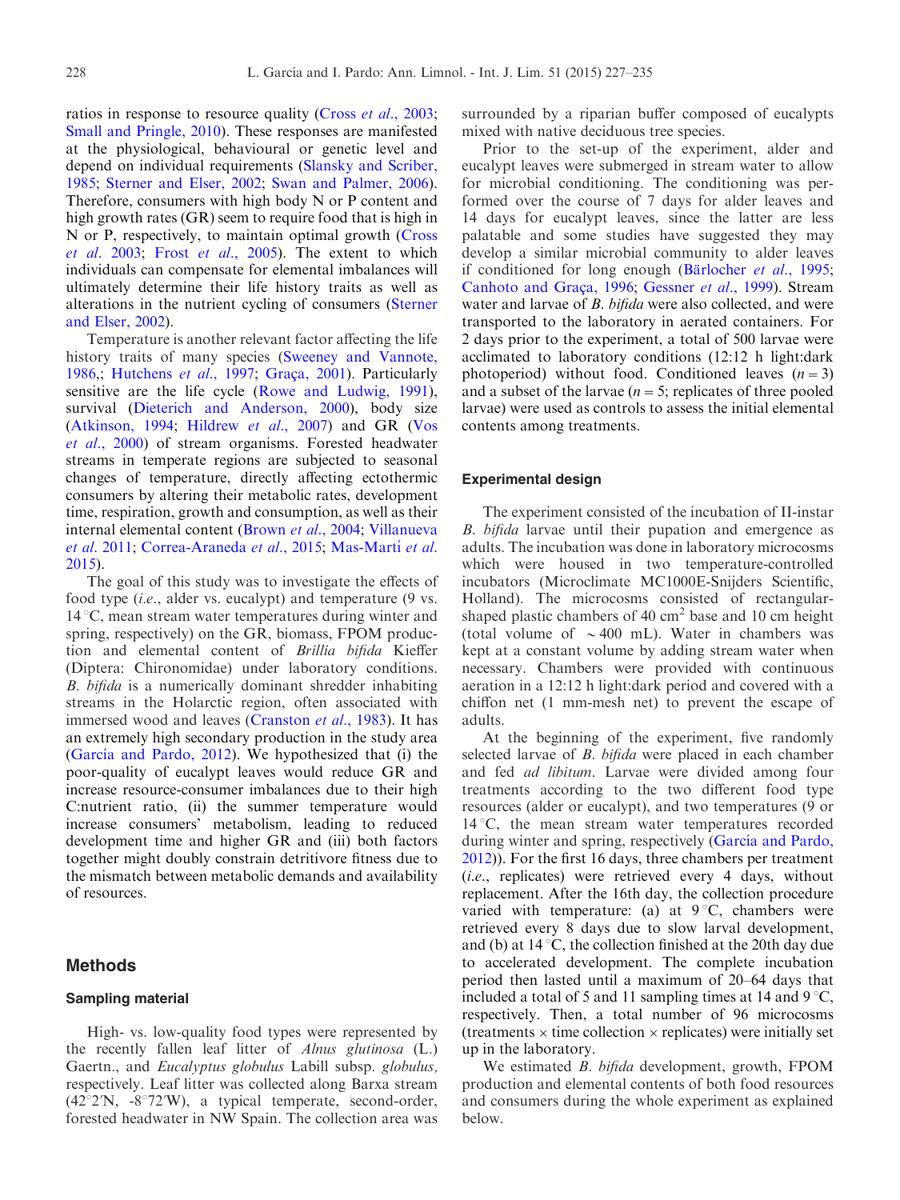ratios in response to resource quality (Cross *et al*., 2003; Small and Pringle, 2010). These responses are manifested at the physiological, behavioural or genetic level and depend on individual requirements (Slansky and Scriber, 1985; Sterner and Elser, 2002; Swan and Palmer, 2006). Therefore, consumers with high body N or P content and high growth rates (GR) seem to require food that is high in N or P, respectively, to maintain optimal growth (Cross *et al*. 2003; Frost *et al*., 2005). The extent to which individuals can compensate for elemental imbalances will ultimately determine their life history traits as well as alterations in the nutrient cycling of consumers (Sterner and Elser, 2002).

Temperature is another relevant factor affecting the life history traits of many species (Sweeney and Vannote, 1986,; Hutchens *et al*., 1997; Graça, 2001). Particularly sensitive are the life cycle (Rowe and Ludwig, 1991), survival (Dieterich and Anderson, 2000), body size (Atkinson, 1994; Hildrew *et al*., 2007) and GR (Vos *et al*., 2000) of stream organisms. Forested headwater streams in temperate regions are subjected to seasonal changes of temperature, directly affecting ectothermic consumers by altering their metabolic rates, development time, respiration, growth and consumption, as well as their internal elemental content (Brown *et al*., 2004; Villanueva *et al*. 2011; Correa-Araneda *et al*., 2015; Mas-Martí *et al*. 2015).

The goal of this study was to investigate the effects of food type (*i.e*., alder vs. eucalypt) and temperature (9 vs. 14 °C, mean stream water temperatures during winter and spring, respectively) on the GR, biomass, FPOM production and elemental content of *Brillia bifida* Kieffer (Diptera: Chironomidae) under laboratory conditions. *B. bifida* is a numerically dominant shredder inhabiting streams in the Holarctic region, often associated with immersed wood and leaves (Cranston *et al*., 1983). It has an extremely high secondary production in the study area (García and Pardo, 2012). We hypothesized that (i) the poor-quality of eucalypt leaves would reduce GR and increase resource-consumer imbalances due to their high C:nutrient ratio, (ii) the summer temperature would increase consumers' metabolism, leading to reduced development time and higher GR and (iii) both factors together might doubly constrain detritivore fitness due to the mismatch between metabolic demands and availability of resources.

## Methods

### Sampling material

High- vs. low-quality food types were represented by the recently fallen leaf litter of *Alnus glutinosa* (L.) Gaertn., and *Eucalyptus globulus* Labill subsp. *globulus*, respectively. Leaf litter was collected along Barxa stream (42°2′N, -8°72′W), a typical temperate, second-order, forested headwater in NW Spain. The collection area was surrounded by a riparian buffer composed of eucalypts mixed with native deciduous tree species.

Prior to the set-up of the experiment, alder and eucalypt leaves were submerged in stream water to allow for microbial conditioning. The conditioning was performed over the course of 7 days for alder leaves and 14 days for eucalypt leaves, since the latter are less palatable and some studies have suggested they may develop a similar microbial community to alder leaves if conditioned for long enough (Bärlocher *et al*., 1995; Canhoto and Graça, 1996; Gessner *et al*., 1999). Stream water and larvae of *B. bifida* were also collected, and were transported to the laboratory in aerated containers. For 2 days prior to the experiment, a total of 500 larvae were acclimated to laboratory conditions (12:12 h light:dark photoperiod) without food. Conditioned leaves ($n = 3$) and a subset of the larvae ($n = 5$; replicates of three pooled larvae) were used as controls to assess the initial elemental contents among treatments.

### Experimental design

The experiment consisted of the incubation of II-instar *B. bifida* larvae until their pupation and emergence as adults. The incubation was done in laboratory microcosms which were housed in two temperature-controlled incubators (Microclimate MC1000E-Snijders Scientific, Holland). The microcosms consisted of rectangular-shaped plastic chambers of 40 cm$^2$ base and 10 cm height (total volume of ~400 mL). Water in chambers was kept at a constant volume by adding stream water when necessary. Chambers were provided with continuous aeration in a 12:12 h light:dark period and covered with a chiffon net (1 mm-mesh net) to prevent the escape of adults.

At the beginning of the experiment, five randomly selected larvae of *B. bifida* were placed in each chamber and fed *ad libitum*. Larvae were divided among four treatments according to the two different food type resources (alder or eucalypt), and two temperatures (9 or 14 °C, the mean stream water temperatures recorded during winter and spring, respectively (García and Pardo, 2012)). For the first 16 days, three chambers per treatment (*i.e*., replicates) were retrieved every 4 days, without replacement. After the 16th day, the collection procedure varied with temperature: (a) at 9 °C, chambers were retrieved every 8 days due to slow larval development, and (b) at 14 °C, the collection finished at the 20th day due to accelerated development. The complete incubation period then lasted until a maximum of 20–64 days that included a total of 5 and 11 sampling times at 14 and 9 °C, respectively. Then, a total number of 96 microcosms (treatments × time collection × replicates) were initially set up in the laboratory.

We estimated *B. bifida* development, growth, FPOM production and elemental contents of both food resources and consumers during the whole experiment as explained below.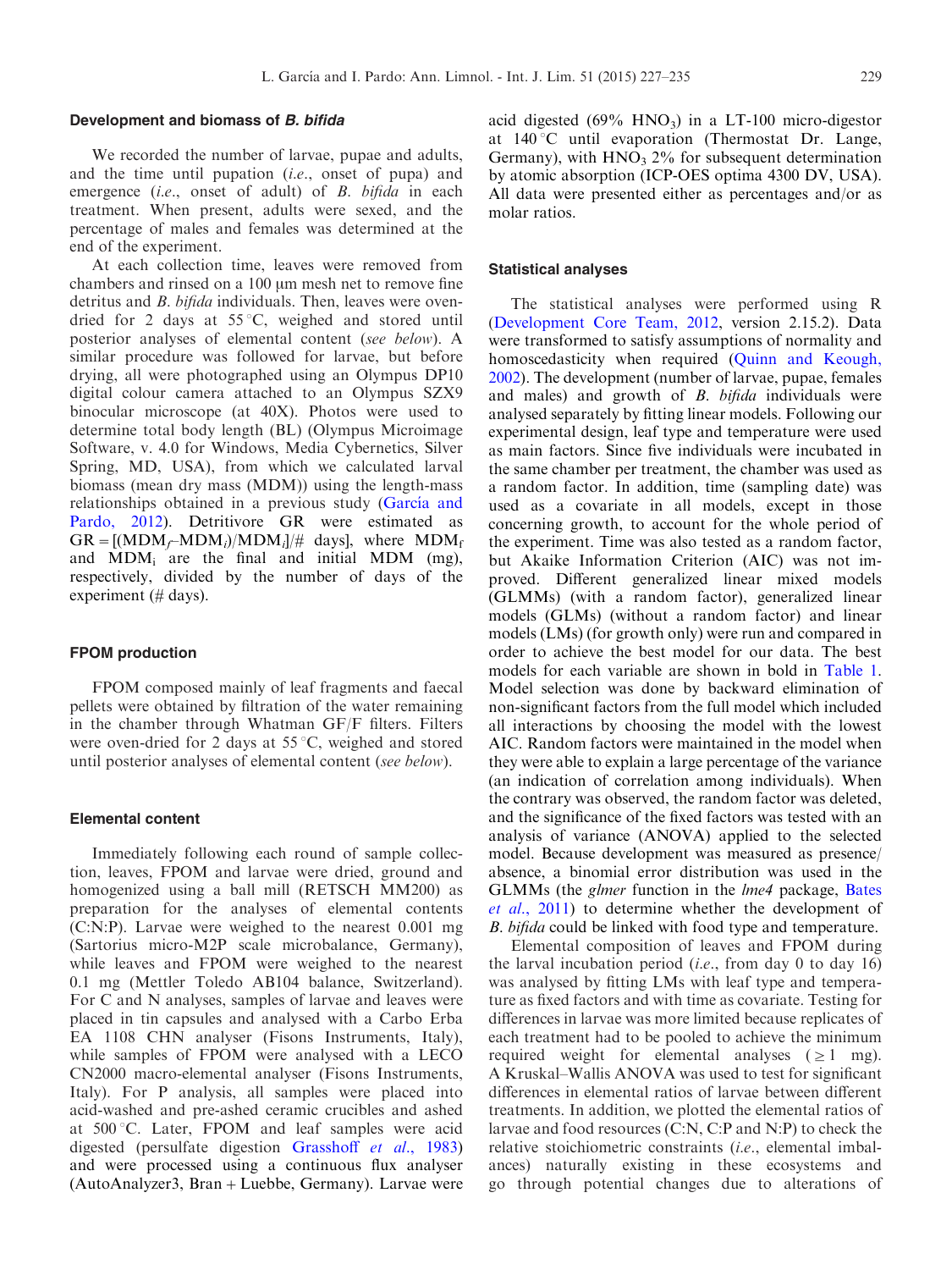### Development and biomass of *B. bifida*

We recorded the number of larvae, pupae and adults, and the time until pupation (*i.e.*, onset of pupa) and emergence (*i.e.*, onset of adult) of *B. bifida* in each treatment. When present, adults were sexed, and the percentage of males and females was determined at the end of the experiment.

At each collection time, leaves were removed from chambers and rinsed on a 100 μm mesh net to remove fine detritus and *B. bifida* individuals. Then, leaves were oven-dried for 2 days at 55 °C, weighed and stored until posterior analyses of elemental content (*see below*). A similar procedure was followed for larvae, but before drying, all were photographed using an Olympus DP10 digital colour camera attached to an Olympus SZX9 binocular microscope (at 40X). Photos were used to determine total body length (BL) (Olympus Microimage Software, v. 4.0 for Windows, Media Cybernetics, Silver Spring, MD, USA), from which we calculated larval biomass (mean dry mass (MDM)) using the length-mass relationships obtained in a previous study (García and Pardo, 2012). Detritivore GR were estimated as $GR = [(MDM_f - MDM_i)/MDM_i]/\#\ days]$, where $MDM_f$ and $MDM_i$ are the final and initial MDM (mg), respectively, divided by the number of days of the experiment (# days).

### FPOM production

FPOM composed mainly of leaf fragments and faecal pellets were obtained by filtration of the water remaining in the chamber through Whatman GF/F filters. Filters were oven-dried for 2 days at 55 °C, weighed and stored until posterior analyses of elemental content (*see below*).

### Elemental content

Immediately following each round of sample collection, leaves, FPOM and larvae were dried, ground and homogenized using a ball mill (RETSCH MM200) as preparation for the analyses of elemental contents (C:N:P). Larvae were weighed to the nearest 0.001 mg (Sartorius micro-M2P scale microbalance, Germany), while leaves and FPOM were weighed to the nearest 0.1 mg (Mettler Toledo AB104 balance, Switzerland). For C and N analyses, samples of larvae and leaves were placed in tin capsules and analysed with a Carbo Erba EA 1108 CHN analyser (Fisons Instruments, Italy), while samples of FPOM were analysed with a LECO CN2000 macro-elemental analyser (Fisons Instruments, Italy). For P analysis, all samples were placed into acid-washed and pre-ashed ceramic crucibles and ashed at 500 °C. Later, FPOM and leaf samples were acid digested (persulfate digestion Grasshoff *et al.*, 1983) and were processed using a continuous flux analyser (AutoAnalyzer3, Bran + Luebbe, Germany). Larvae were acid digested (69% $HNO_3$) in a LT-100 micro-digestor at 140 °C until evaporation (Thermostat Dr. Lange, Germany), with $HNO_3$ 2% for subsequent determination by atomic absorption (ICP-OES optima 4300 DV, USA). All data were presented either as percentages and/or as molar ratios.

### Statistical analyses

The statistical analyses were performed using R (Development Core Team, 2012, version 2.15.2). Data were transformed to satisfy assumptions of normality and homoscedasticity when required (Quinn and Keough, 2002). The development (number of larvae, pupae, females and males) and growth of *B. bifida* individuals were analysed separately by fitting linear models. Following our experimental design, leaf type and temperature were used as main factors. Since five individuals were incubated in the same chamber per treatment, the chamber was used as a random factor. In addition, time (sampling date) was used as a covariate in all models, except in those concerning growth, to account for the whole period of the experiment. Time was also tested as a random factor, but Akaike Information Criterion (AIC) was not improved. Different generalized linear mixed models (GLMMs) (with a random factor), generalized linear models (GLMs) (without a random factor) and linear models (LMs) (for growth only) were run and compared in order to achieve the best model for our data. The best models for each variable are shown in bold in Table 1. Model selection was done by backward elimination of non-significant factors from the full model which included all interactions by choosing the model with the lowest AIC. Random factors were maintained in the model when they were able to explain a large percentage of the variance (an indication of correlation among individuals). When the contrary was observed, the random factor was deleted, and the significance of the fixed factors was tested with an analysis of variance (ANOVA) applied to the selected model. Because development was measured as presence/absence, a binomial error distribution was used in the GLMMs (the *glmer* function in the *lme4* package, Bates *et al.*, 2011) to determine whether the development of *B. bifida* could be linked with food type and temperature.

Elemental composition of leaves and FPOM during the larval incubation period (*i.e.*, from day 0 to day 16) was analysed by fitting LMs with leaf type and temperature as fixed factors and with time as covariate. Testing for differences in larvae was more limited because replicates of each treatment had to be pooled to achieve the minimum required weight for elemental analyses ($\geq 1$ mg). A Kruskal–Wallis ANOVA was used to test for significant differences in elemental ratios of larvae between different treatments. In addition, we plotted the elemental ratios of larvae and food resources (C:N, C:P and N:P) to check the relative stoichiometric constraints (*i.e.*, elemental imbalances) naturally existing in these ecosystems and go through potential changes due to alterations of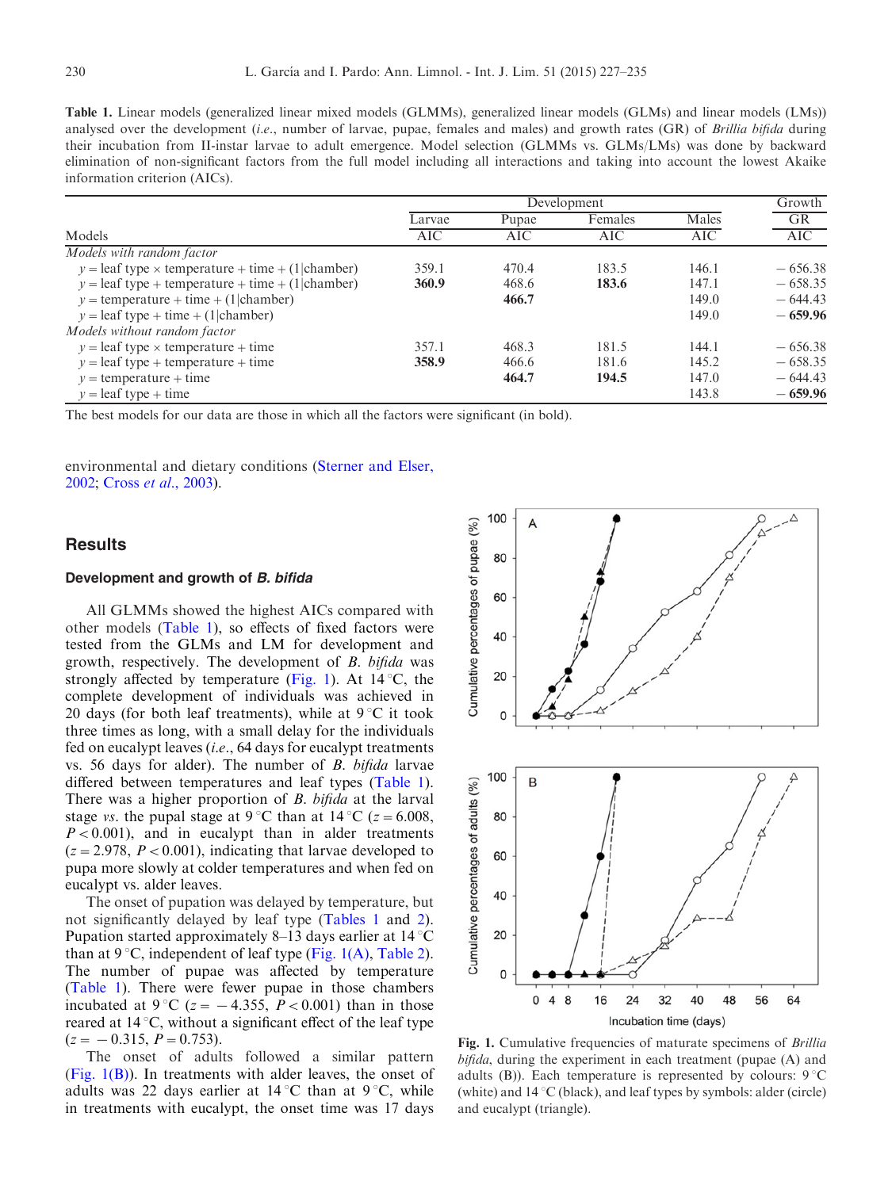**Table 1.** Linear models (generalized linear mixed models (GLMMs), generalized linear models (GLMs) and linear models (LMs)) analysed over the development (*i.e.*, number of larvae, pupae, females and males) and growth rates (GR) of *Brillia bifida* during their incubation from II-instar larvae to adult emergence. Model selection (GLMMs vs. GLMs/LMs) was done by backward elimination of non-significant factors from the full model including all interactions and taking into account the lowest Akaike information criterion (AICs).

| | Development | | | | Growth |
|---|---|---|---|---|---|
| | Larvae | Pupae | Females | Males | GR |
| Models | AIC | AIC | AIC | AIC | AIC |
| *Models with random factor* | | | | | |
| $y$ = leaf type × temperature + time + (1\|chamber) | 359.1 | 470.4 | 183.5 | 146.1 | − 656.38 |
| $y$ = leaf type + temperature + time + (1\|chamber) | **360.9** | 468.6 | **183.6** | 147.1 | − 658.35 |
| $y$ = temperature + time + (1\|chamber) | | **466.7** | | 149.0 | − 644.43 |
| $y$ = leaf type + time + (1\|chamber) | | | | 149.0 | **− 659.96** |
| *Models without random factor* | | | | | |
| $y$ = leaf type × temperature + time | 357.1 | 468.3 | 181.5 | 144.1 | − 656.38 |
| $y$ = leaf type + temperature + time | **358.9** | 466.6 | 181.6 | 145.2 | − 658.35 |
| $y$ = temperature + time | | **464.7** | **194.5** | 147.0 | − 644.43 |
| $y$ = leaf type + time | | | | 143.8 | **− 659.96** |

The best models for our data are those in which all the factors were significant (in bold).

environmental and dietary conditions (Sterner and Elser, 2002; Cross *et al.*, 2003).

## Results

### Development and growth of *B. bifida*

All GLMMs showed the highest AICs compared with other models (Table 1), so effects of fixed factors were tested from the GLMs and LM for development and growth, respectively. The development of *B. bifida* was strongly affected by temperature (Fig. 1). At 14 °C, the complete development of individuals was achieved in 20 days (for both leaf treatments), while at 9 °C it took three times as long, with a small delay for the individuals fed on eucalypt leaves (*i.e.*, 64 days for eucalypt treatments vs. 56 days for alder). The number of *B. bifida* larvae differed between temperatures and leaf types (Table 1). There was a higher proportion of *B. bifida* at the larval stage *vs.* the pupal stage at 9 °C than at 14 °C ($z = 6.008$, $P < 0.001$), and in eucalypt than in alder treatments ($z = 2.978$, $P < 0.001$), indicating that larvae developed to pupa more slowly at colder temperatures and when fed on eucalypt vs. alder leaves.

The onset of pupation was delayed by temperature, but not significantly delayed by leaf type (Tables 1 and 2). Pupation started approximately 8–13 days earlier at 14 °C than at 9 °C, independent of leaf type (Fig. 1(A), Table 2). The number of pupae was affected by temperature (Table 1). There were fewer pupae in those chambers incubated at 9 °C ($z = -4.355$, $P < 0.001$) than in those reared at 14 °C, without a significant effect of the leaf type ($z = -0.315$, $P = 0.753$).

The onset of adults followed a similar pattern (Fig. 1(B)). In treatments with alder leaves, the onset of adults was 22 days earlier at 14 °C than at 9 °C, while in treatments with eucalypt, the onset time was 17 days

A
Cumulative percentages of pupae (%)
100
80
60
40
20
0

B
Cumulative percentages of adults (%)
100
80
60
40
20
0
0 4 8 16 24 32 40 48 56 64
Incubation time (days)

**Fig. 1.** Cumulative frequencies of maturate specimens of *Brillia bifida*, during the experiment in each treatment (pupae (A) and adults (B)). Each temperature is represented by colours: 9 °C (white) and 14 °C (black), and leaf types by symbols: alder (circle) and eucalypt (triangle).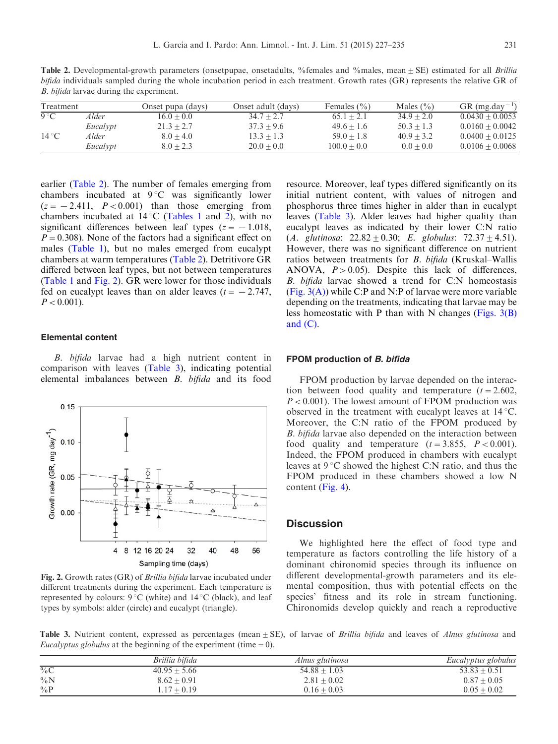**Table 2.** Developmental-growth parameters (onsetpupae, onsetadults, %females and %males, mean ± SE) estimated for all *Brillia bifida* individuals sampled during the whole incubation period in each treatment. Growth rates (GR) represents the relative GR of *B. bifida* larvae during the experiment.

| Treatment | | Onset pupa (days) | Onset adult (days) | Females (%) | Males (%) | GR (mg.day$^{-1}$) |
|---|---|---|---|---|---|---|
| 9 °C | *Alder* | 16.0 ± 0.0 | 34.7 ± 2.7 | 65.1 ± 2.1 | 34.9 ± 2.0 | 0.0430 ± 0.0053 |
| | *Eucalypt* | 21.3 ± 2.7 | 37.3 ± 9.6 | 49.6 ± 1.6 | 50.3 ± 1.3 | 0.0160 ± 0.0042 |
| 14 °C | *Alder* | 8.0 ± 4.0 | 13.3 ± 1.3 | 59.0 ± 1.8 | 40.9 ± 3.2 | 0.0400 ± 0.0125 |
| | *Eucalypt* | 8.0 ± 2.3 | 20.0 ± 0.0 | 100.0 ± 0.0 | 0.0 ± 0.0 | 0.0106 ± 0.0068 |

earlier (Table 2). The number of females emerging from chambers incubated at 9 °C was significantly lower ($z = -2.411$, $P < 0.001$) than those emerging from chambers incubated at 14 °C (Tables 1 and 2), with no significant differences between leaf types ($z = -1.018$, $P = 0.308$). None of the factors had a significant effect on males (Table 1), but no males emerged from eucalypt chambers at warm temperatures (Table 2). Detritivore GR differed between leaf types, but not between temperatures (Table 1 and Fig. 2). GR were lower for those individuals fed on eucalypt leaves than on alder leaves ($t = -2.747$, $P < 0.001$).

### Elemental content

*B. bifida* larvae had a high nutrient content in comparison with leaves (Table 3), indicating potential elemental imbalances between *B. bifida* and its food

0.15
0.10
0.05
0.00
Growth rate (GR, mg day$^{-1}$)
4 8 12 16 20 24 32 40 48 56
Sampling time (days)

**Fig. 2.** Growth rates (GR) of *Brillia bifida* larvae incubated under different treatments during the experiment. Each temperature is represented by colours: 9 °C (white) and 14 °C (black), and leaf types by symbols: alder (circle) and eucalypt (triangle).

resource. Moreover, leaf types differed significantly on its initial nutrient content, with values of nitrogen and phosphorus three times higher in alder than in eucalypt leaves (Table 3). Alder leaves had higher quality than eucalypt leaves as indicated by their lower C:N ratio (*A. glutinosa*: 22.82 ± 0.30; *E. globulus*: 72.37 ± 4.51). However, there was no significant difference on nutrient ratios between treatments for *B. bifida* (Kruskal–Wallis ANOVA, $P > 0.05$). Despite this lack of differences, *B. bifida* larvae showed a trend for C:N homeostasis (Fig. 3(A)) while C:P and N:P of larvae were more variable depending on the treatments, indicating that larvae may be less homeostatic with P than with N changes (Figs. 3(B) and (C).

### FPOM production of *B. bifida*

FPOM production by larvae depended on the interaction between food quality and temperature ($t = 2.602$, $P < 0.001$). The lowest amount of FPOM production was observed in the treatment with eucalypt leaves at 14 °C. Moreover, the C:N ratio of the FPOM produced by *B. bifida* larvae also depended on the interaction between food quality and temperature ($t = 3.855$, $P < 0.001$). Indeed, the FPOM produced in chambers with eucalypt leaves at 9 °C showed the highest C:N ratio, and thus the FPOM produced in these chambers showed a low N content (Fig. 4).

## Discussion

We highlighted here the effect of food type and temperature as factors controlling the life history of a dominant chironomid species through its influence on different developmental-growth parameters and its elemental composition, thus with potential effects on the species' fitness and its role in stream functioning. Chironomids develop quickly and reach a reproductive

**Table 3.** Nutrient content, expressed as percentages (mean ± SE), of larvae of *Brillia bifida* and leaves of *Alnus glutinosa* and *Eucalyptus globulus* at the beginning of the experiment (time = 0).

| | *Brillia bifida* | *Alnus glutinosa* | *Eucalyptus globulus* |
|---|---|---|---|
| %C | 40.95 ± 5.66 | 54.88 ± 1.03 | 53.83 ± 0.51 |
| %N | 8.62 ± 0.91 | 2.81 ± 0.02 | 0.87 ± 0.05 |
| %P | 1.17 ± 0.19 | 0.16 ± 0.03 | 0.05 ± 0.02 |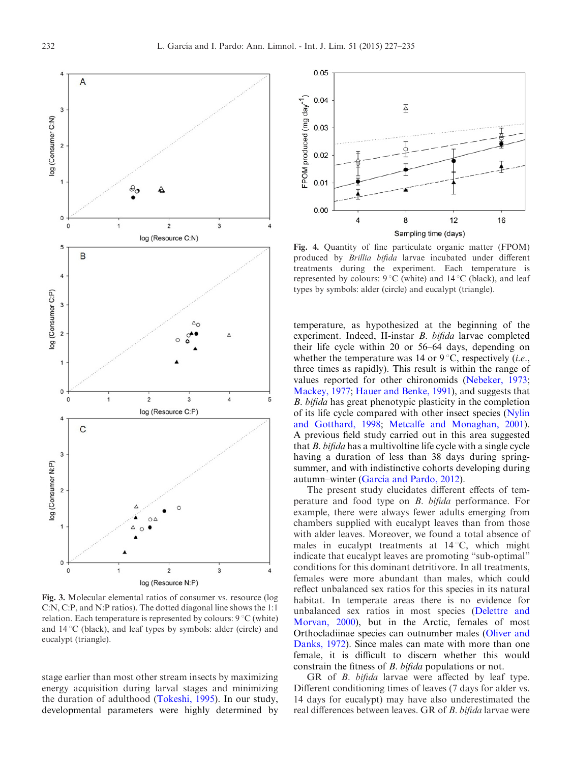A

log (Consumer C:N)

log (Resource C:N)

B

log (Consumer C:P)

log (Resource C:P)

C

log (Consumer N:P)

log (Resource N:P)

**Fig. 3.** Molecular elemental ratios of consumer vs. resource (log C:N, C:P, and N:P ratios). The dotted diagonal line shows the 1:1 relation. Each temperature is represented by colours: 9 °C (white) and 14 °C (black), and leaf types by symbols: alder (circle) and eucalypt (triangle).

FPOM produced (mg day$^{-1}$)

Sampling time (days)

**Fig. 4.** Quantity of fine particulate organic matter (FPOM) produced by *Brillia bifida* larvae incubated under different treatments during the experiment. Each temperature is represented by colours: 9 °C (white) and 14 °C (black), and leaf types by symbols: alder (circle) and eucalypt (triangle).

stage earlier than most other stream insects by maximizing energy acquisition during larval stages and minimizing the duration of adulthood (Tokeshi, 1995). In our study, developmental parameters were highly determined by temperature, as hypothesized at the beginning of the experiment. Indeed, II-instar *B. bifida* larvae completed their life cycle within 20 or 56–64 days, depending on whether the temperature was 14 or 9 °C, respectively (*i.e.*, three times as rapidly). This result is within the range of values reported for other chironomids (Nebeker, 1973; Mackey, 1977; Hauer and Benke, 1991), and suggests that *B. bifida* has great phenotypic plasticity in the completion of its life cycle compared with other insect species (Nylin and Gotthard, 1998; Metcalfe and Monaghan, 2001). A previous field study carried out in this area suggested that *B. bifida* has a multivoltine life cycle with a single cycle having a duration of less than 38 days during spring-summer, and with indistinctive cohorts developing during autumn–winter (García and Pardo, 2012).

The present study elucidates different effects of temperature and food type on *B. bifida* performance. For example, there were always fewer adults emerging from chambers supplied with eucalypt leaves than from those with alder leaves. Moreover, we found a total absence of males in eucalypt treatments at 14 °C, which might indicate that eucalypt leaves are promoting "sub-optimal" conditions for this dominant detritivore. In all treatments, females were more abundant than males, which could reflect unbalanced sex ratios for this species in its natural habitat. In temperate areas there is no evidence for unbalanced sex ratios in most species (Delettre and Morvan, 2000), but in the Arctic, females of most Orthocladiinae species can outnumber males (Oliver and Danks, 1972). Since males can mate with more than one female, it is difficult to discern whether this would constrain the fitness of *B. bifida* populations or not.

GR of *B. bifida* larvae were affected by leaf type. Different conditioning times of leaves (7 days for alder vs. 14 days for eucalypt) may have also underestimated the real differences between leaves. GR of *B. bifida* larvae were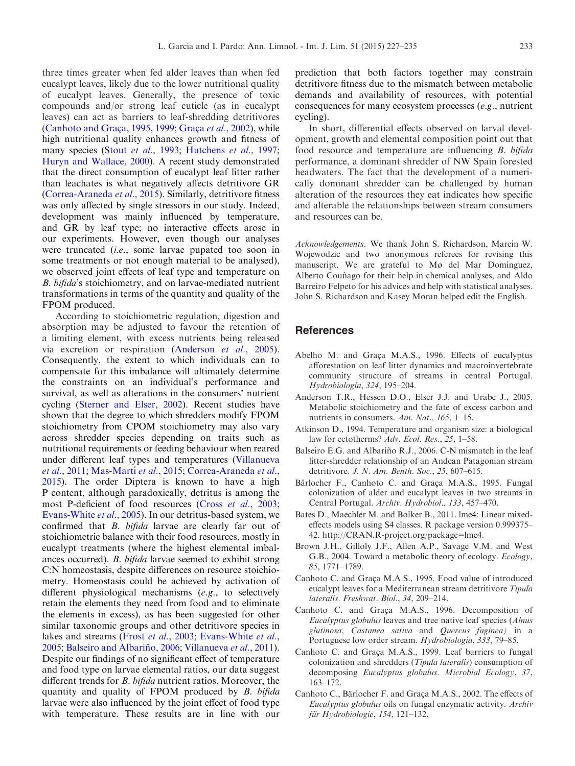three times greater when fed alder leaves than when fed eucalypt leaves, likely due to the lower nutritional quality of eucalypt leaves. Generally, the presence of toxic compounds and/or strong leaf cuticle (as in eucalypt leaves) can act as barriers to leaf-shredding detritivores (Canhoto and Graça, 1995, 1999; Graça *et al.*, 2002), while high nutritional quality enhances growth and fitness of many species (Stout *et al.*, 1993; Hutchens *et al.*, 1997; Huryn and Wallace, 2000). A recent study demonstrated that the direct consumption of eucalypt leaf litter rather than leachates is what negatively affects detritivore GR (Correa-Araneda *et al.*, 2015). Similarly, detritivore fitness was only affected by single stressors in our study. Indeed, development was mainly influenced by temperature, and GR by leaf type; no interactive effects arose in our experiments. However, even though our analyses were truncated (*i.e.*, some larvae pupated too soon in some treatments or not enough material to be analysed), we observed joint effects of leaf type and temperature on *B. bifida*'s stoichiometry, and on larvae-mediated nutrient transformations in terms of the quantity and quality of the FPOM produced.

According to stoichiometric regulation, digestion and absorption may be adjusted to favour the retention of a limiting element, with excess nutrients being released via excretion or respiration (Anderson *et al.*, 2005). Consequently, the extent to which individuals can to compensate for this imbalance will ultimately determine the constraints on an individual's performance and survival, as well as alterations in the consumers' nutrient cycling (Sterner and Elser, 2002). Recent studies have shown that the degree to which shredders modify FPOM stoichiometry from CPOM stoichiometry may also vary across shredder species depending on traits such as nutritional requirements or feeding behaviour when reared under different leaf types and temperatures (Villanueva *et al.*, 2011; Mas-Martí *et al.*, 2015; Correa-Araneda *et al.*, 2015). The order Diptera is known to have a high P content, although paradoxically, detritus is among the most P-deficient of food resources (Cross *et al.*, 2003; Evans-White *et al.*, 2005). In our detritus-based system, we confirmed that *B. bifida* larvae are clearly far out of stoichiometric balance with their food resources, mostly in eucalypt treatments (where the highest elemental imbalances occurred). *B. bifida* larvae seemed to exhibit strong C:N homeostasis, despite differences on resource stoichiometry. Homeostasis could be achieved by activation of different physiological mechanisms (*e.g.*, to selectively retain the elements they need from food and to eliminate the elements in excess), as has been suggested for other similar taxonomic groups and other detritivore species in lakes and streams (Frost *et al.*, 2003; Evans-White *et al.*, 2005; Balseiro and Albariño, 2006; Villanueva *et al.*, 2011). Despite our findings of no significant effect of temperature and food type on larvae elemental ratios, our data suggest different trends for *B. bifida* nutrient ratios. Moreover, the quantity and quality of FPOM produced by *B. bifida* larvae were also influenced by the joint effect of food type with temperature. These results are in line with our prediction that both factors together may constrain detritivore fitness due to the mismatch between metabolic demands and availability of resources, with potential consequences for many ecosystem processes (*e.g.*, nutrient cycling).

In short, differential effects observed on larval development, growth and elemental composition point out that food resource and temperature are influencing *B. bifida* performance, a dominant shredder of NW Spain forested headwaters. The fact that the development of a numerically dominant shredder can be challenged by human alteration of the resources they eat indicates how specific and alterable the relationships between stream consumers and resources can be.

*Acknowledgements*. We thank John S. Richardson, Marcin W. Wojewodzic and two anonymous referees for revising this manuscript. We are grateful to Mø del Mar Domínguez, Alberto Couñago for their help in chemical analyses, and Aldo Barreiro Felpeto for his advices and help with statistical analyses. John S. Richardson and Kasey Moran helped edit the English.

## References

Abelho M. and Graça M.A.S., 1996. Effects of eucalyptus afforestation on leaf litter dynamics and macroinvertebrate community structure of streams in central Portugal. *Hydrobiologia*, *324*, 195–204.

Anderson T.R., Hessen D.O., Elser J.J. and Urabe J., 2005. Metabolic stoichiometry and the fate of excess carbon and nutrients in consumers. *Am. Nat.*, *165*, 1–15.

Atkinson D., 1994. Temperature and organism size: a biological law for ectotherms? *Adv. Ecol. Res.*, *25*, 1–58.

Balseiro E.G. and Albariño R.J., 2006. C-N mismatch in the leaf litter-shredder relationship of an Andean Patagonian stream detritivore. *J. N. Am. Benth. Soc.*, *25*, 607–615.

Bärlocher F., Canhoto C. and Graça M.A.S., 1995. Fungal colonization of alder and eucalypt leaves in two streams in Central Portugal. *Archiv. Hydrobiol.*, *133*, 457–470.

Bates D., Maechler M. and Bolker B., 2011. lme4: Linear mixed-effects models using S4 classes. R package version 0.999375–42. http://CRAN.R-project.org/package=lme4.

Brown J.H., Gilloly J.F., Allen A.P., Savage V.M. and West G.B., 2004. Toward a metabolic theory of ecology. *Ecology*, *85*, 1771–1789.

Canhoto C. and Graça M.A.S., 1995. Food value of introduced eucalypt leaves for a Mediterranean stream detritivore *Tipula lateralis*. *Freshwat*. *Biol*., *34*, 209–214.

Canhoto C. and Graça M.A.S., 1996. Decomposition of *Eucalyptus globulus* leaves and three native leaf species (*Alnus glutinosa*, *Castanea sativa* and *Quercus faginea)* in a Portuguese low order stream. *Hydrobiologia*, *333*, 79–85.

Canhoto C. and Graça M.A.S., 1999. Leaf barriers to fungal colonization and shredders (*Tipula lateralis*) consumption of decomposing *Eucalyptus globulus*. *Microbial Ecology*, *37*, 163–172.

Canhoto C., Bärlocher F. and Graça M.A.S., 2002. The effects of *Eucalyptus globulus* oils on fungal enzymatic activity. *Archiv für Hydrobiologie*, *154*, 121–132.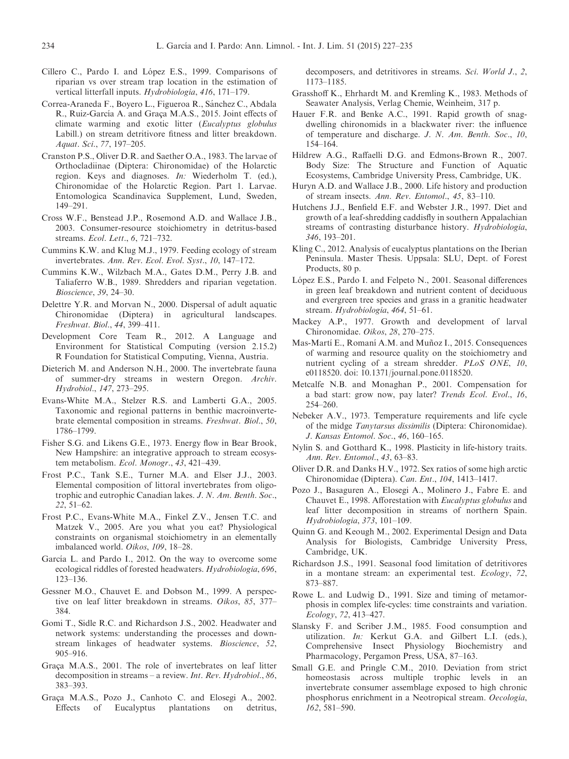Cillero C., Pardo I. and López E.S., 1999. Comparisons of riparian vs over stream trap location in the estimation of vertical litterfall inputs. *Hydrobiologia*, *416*, 171–179.

Correa-Araneda F., Boyero L., Figueroa R., Sánchez C., Abdala R., Ruiz-García A. and Graça M.A.S., 2015. Joint effects of climate warming and exotic litter (*Eucalyptus globulus* Labill.) on stream detritivore fitness and litter breakdown. *Aquat. Sci.*, *77*, 197–205.

Cranston P.S., Oliver D.R. and Saether O.A., 1983. The larvae of Orthocladiinae (Diptera: Chironomidae) of the Holarctic region. Keys and diagnoses. *In:* Wiederholm T. (ed.), Chironomidae of the Holarctic Region. Part 1. Larvae. Entomologica Scandinavica Supplement, Lund, Sweden, 149–291.

Cross W.F., Benstead J.P., Rosemond A.D. and Wallace J.B., 2003. Consumer-resource stoichiometry in detritus-based streams. *Ecol. Lett.*, *6*, 721–732.

Cummins K.W. and Klug M.J., 1979. Feeding ecology of stream invertebrates. *Ann. Rev. Ecol. Evol. Syst.*, *10*, 147–172.

Cummins K.W., Wilzbach M.A., Gates D.M., Perry J.B. and Taliaferro W.B., 1989. Shredders and riparian vegetation. *Bioscience*, *39*, 24–30.

Delettre Y.R. and Morvan N., 2000. Dispersal of adult aquatic Chironomidae (Diptera) in agricultural landscapes. *Freshwat. Biol.*, *44*, 399–411.

Development Core Team R., 2012. A Language and Environment for Statistical Computing (version 2.15.2) R Foundation for Statistical Computing, Vienna, Austria.

Dieterich M. and Anderson N.H., 2000. The invertebrate fauna of summer-dry streams in western Oregon. *Archiv. Hydrobiol.*, *147*, 273–295.

Evans-White M.A., Stelzer R.S. and Lamberti G.A., 2005. Taxonomic and regional patterns in benthic macroinvertebrate elemental composition in streams. *Freshwat. Biol.*, *50*, 1786–1799.

Fisher S.G. and Likens G.E., 1973. Energy flow in Bear Brook, New Hampshire: an integrative approach to stream ecosystem metabolism. *Ecol. Monogr.*, *43*, 421–439.

Frost P.C., Tank S.E., Turner M.A. and Elser J.J., 2003. Elemental composition of littoral invertebrates from oligotrophic and eutrophic Canadian lakes. *J. N. Am. Benth. Soc.*, *22*, 51–62.

Frost P.C., Evans-White M.A., Finkel Z.V., Jensen T.C. and Matzek V., 2005. Are you what you eat? Physiological constraints on organismal stoichiometry in an elementally imbalanced world. *Oikos*, *109*, 18–28.

García L. and Pardo I., 2012. On the way to overcome some ecological riddles of forested headwaters. *Hydrobiologia*, *696*, 123–136.

Gessner M.O., Chauvet E. and Dobson M., 1999. A perspective on leaf litter breakdown in streams. *Oikos*, *85*, 377–384.

Gomi T., Sidle R.C. and Richardson J.S., 2002. Headwater and network systems: understanding the processes and downstream linkages of headwater systems. *Bioscience*, *52*, 905–916.

Graça M.A.S., 2001. The role of invertebrates on leaf litter decomposition in streams – a review. *Int. Rev. Hydrobiol.*, *86*, 383–393.

Graça M.A.S., Pozo J., Canhoto C. and Elosegi A., 2002. Effects of Eucalyptus plantations on detritus, decomposers, and detritivores in streams. *Sci. World J.*, *2*, 1173–1185.

Grasshoff K., Ehrhardt M. and Kremling K., 1983. Methods of Seawater Analysis, Verlag Chemie, Weinheim, 317 p.

Hauer F.R. and Benke A.C., 1991. Rapid growth of snag-dwelling chironomids in a blackwater river: the influence of temperature and discharge. *J. N. Am. Benth. Soc.*, *10*, 154–164.

Hildrew A.G., Raffaelli D.G. and Edmons-Brown R., 2007. Body Size: The Structure and Function of Aquatic Ecosystems, Cambridge University Press, Cambridge, UK.

Huryn A.D. and Wallace J.B., 2000. Life history and production of stream insects. *Ann. Rev. Entomol.*, *45*, 83–110.

Hutchens J.J., Benfield E.F. and Webster J.R., 1997. Diet and growth of a leaf-shredding caddisfly in southern Appalachian streams of contrasting disturbance history. *Hydrobiologia*, *346*, 193–201.

Kling C., 2012. Analysis of eucalyptus plantations on the Iberian Peninsula. Master Thesis. Uppsala: SLU, Dept. of Forest Products, 80 p.

López E.S., Pardo I. and Felpeto N., 2001. Seasonal differences in green leaf breakdown and nutrient content of deciduous and evergreen tree species and grass in a granitic headwater stream. *Hydrobiologia*, *464*, 51–61.

Mackey A.P., 1977. Growth and development of larval Chironomidae. *Oikos*, *28*, 270–275.

Mas-Martí E., Romaní A.M. and Muñoz I., 2015. Consequences of warming and resource quality on the stoichiometry and nutrient cycling of a stream shredder. *PLoS ONE*, *10*, e0118520. doi: 10.1371/journal.pone.0118520.

Metcalfe N.B. and Monaghan P., 2001. Compensation for a bad start: grow now, pay later? *Trends Ecol. Evol.*, *16*, 254–260.

Nebeker A.V., 1973. Temperature requirements and life cycle of the midge *Tanytarsus dissimilis* (Diptera: Chironomidae). *J. Kansas Entomol. Soc.*, *46*, 160–165.

Nylin S. and Gotthard K., 1998. Plasticity in life-history traits. *Ann. Rev. Entomol.*, *43*, 63–83.

Oliver D.R. and Danks H.V., 1972. Sex ratios of some high arctic Chironomidae (Diptera). *Can. Ent.*, *104*, 1413–1417.

Pozo J., Basaguren A., Elosegi A., Molinero J., Fabre E. and Chauvet E., 1998. Afforestation with *Eucalyptus globulus* and leaf litter decomposition in streams of northern Spain. *Hydrobiologia*, *373*, 101–109.

Quinn G. and Keough M., 2002. Experimental Design and Data Analysis for Biologists, Cambridge University Press, Cambridge, UK.

Richardson J.S., 1991. Seasonal food limitation of detritivores in a montane stream: an experimental test. *Ecology*, *72*, 873–887.

Rowe L. and Ludwig D., 1991. Size and timing of metamorphosis in complex life-cycles: time constraints and variation. *Ecology*, *72*, 413–427.

Slansky F. and Scriber J.M., 1985. Food consumption and utilization. *In:* Kerkut G.A. and Gilbert L.I. (eds.), Comprehensive Insect Physiology Biochemistry and Pharmacology, Pergamon Press, USA, 87–163.

Small G.E. and Pringle C.M., 2010. Deviation from strict homeostasis across multiple trophic levels in an invertebrate consumer assemblage exposed to high chronic phosphorus enrichment in a Neotropical stream. *Oecologia*, *162*, 581–590.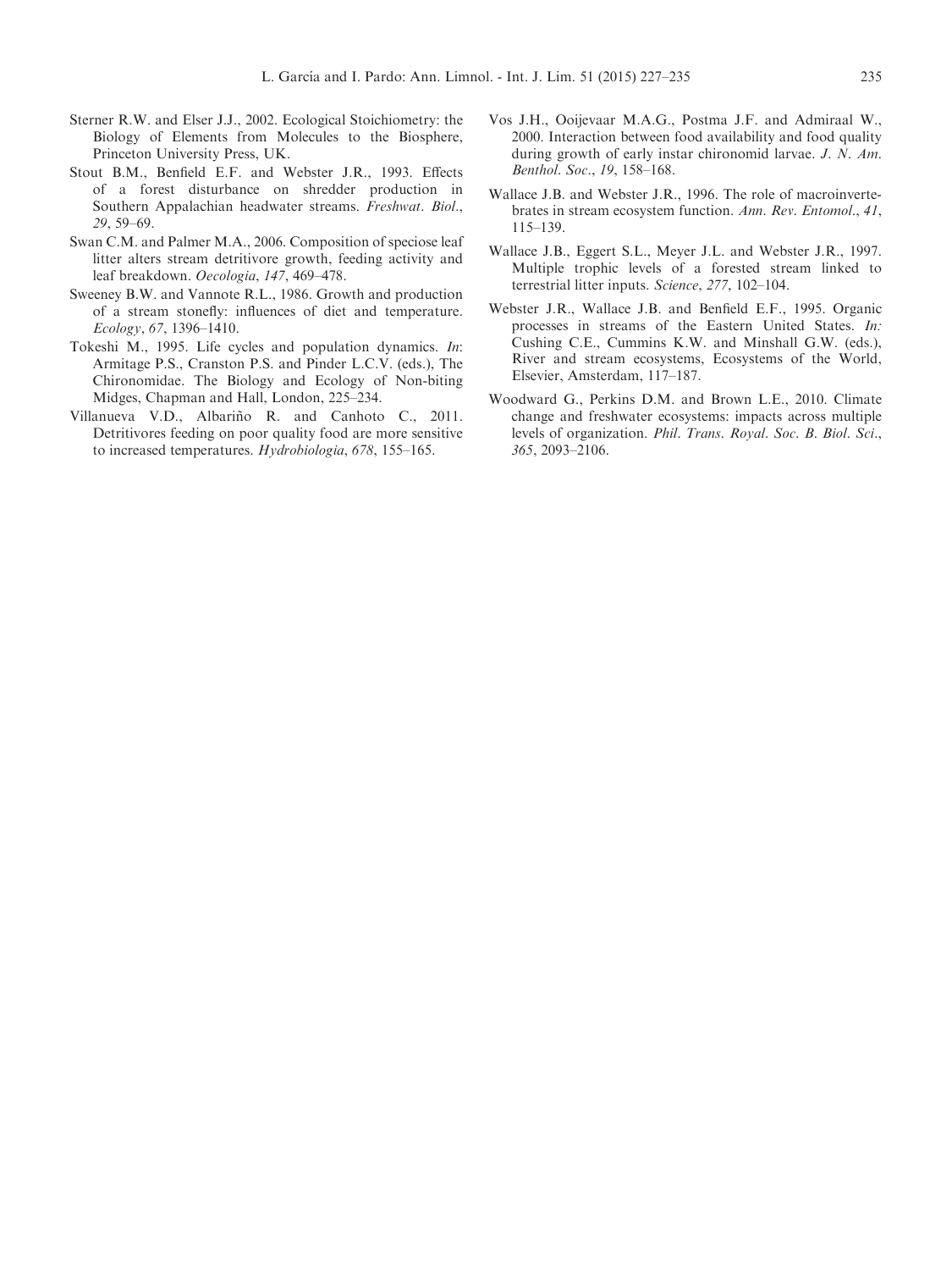Sterner R.W. and Elser J.J., 2002. Ecological Stoichiometry: the Biology of Elements from Molecules to the Biosphere, Princeton University Press, UK.

Stout B.M., Benfield E.F. and Webster J.R., 1993. Effects of a forest disturbance on shredder production in Southern Appalachian headwater streams. *Freshwat. Biol.*, *29*, 59–69.

Swan C.M. and Palmer M.A., 2006. Composition of speciose leaf litter alters stream detritivore growth, feeding activity and leaf breakdown. *Oecologia*, *147*, 469–478.

Sweeney B.W. and Vannote R.L., 1986. Growth and production of a stream stonefly: influences of diet and temperature. *Ecology*, *67*, 1396–1410.

Tokeshi M., 1995. Life cycles and population dynamics. *In*: Armitage P.S., Cranston P.S. and Pinder L.C.V. (eds.), The Chironomidae. The Biology and Ecology of Non-biting Midges, Chapman and Hall, London, 225–234.

Villanueva V.D., Albariño R. and Canhoto C., 2011. Detritivores feeding on poor quality food are more sensitive to increased temperatures. *Hydrobiologia*, *678*, 155–165.

Vos J.H., Ooijevaar M.A.G., Postma J.F. and Admiraal W., 2000. Interaction between food availability and food quality during growth of early instar chironomid larvae. *J. N. Am. Benthol. Soc.*, *19*, 158–168.

Wallace J.B. and Webster J.R., 1996. The role of macroinvertebrates in stream ecosystem function. *Ann. Rev. Entomol.*, *41*, 115–139.

Wallace J.B., Eggert S.L., Meyer J.L. and Webster J.R., 1997. Multiple trophic levels of a forested stream linked to terrestrial litter inputs. *Science*, *277*, 102–104.

Webster J.R., Wallace J.B. and Benfield E.F., 1995. Organic processes in streams of the Eastern United States. *In:* Cushing C.E., Cummins K.W. and Minshall G.W. (eds.), River and stream ecosystems, Ecosystems of the World, Elsevier, Amsterdam, 117–187.

Woodward G., Perkins D.M. and Brown L.E., 2010. Climate change and freshwater ecosystems: impacts across multiple levels of organization. *Phil. Trans. Royal. Soc. B. Biol. Sci.*, *365*, 2093–2106.